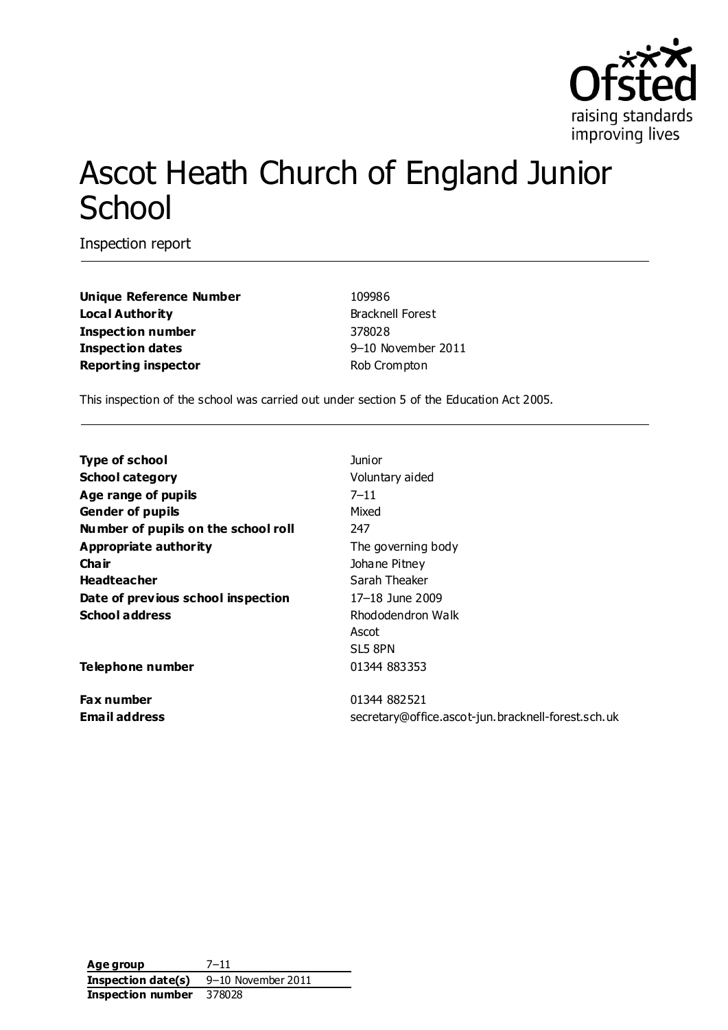Ofsted
raising standards
improving lives

# Ascot Heath Church of England Junior School

Inspection report

| | |
|---|---|
| **Unique Reference Number** | 109986 |
| **Local Authority** | Bracknell Forest |
| **Inspection number** | 378028 |
| **Inspection dates** | 9–10 November 2011 |
| **Reporting inspector** | Rob Crompton |

This inspection of the school was carried out under section 5 of the Education Act 2005.

| | |
|---|---|
| **Type of school** | Junior |
| **School category** | Voluntary aided |
| **Age range of pupils** | 7–11 |
| **Gender of pupils** | Mixed |
| **Number of pupils on the school roll** | 247 |
| **Appropriate authority** | The governing body |
| **Chair** | Johane Pitney |
| **Headteacher** | Sarah Theaker |
| **Date of previous school inspection** | 17–18 June 2009 |
| **School address** | Rhododendron Walk<br>Ascot<br>SL5 8PN |
| **Telephone number** | 01344 883353 |
| **Fax number** | 01344 882521 |
| **Email address** | secretary@office.ascot-jun.bracknell-forest.sch.uk |

| | |
|---|---|
| **Age group** | 7–11 |
| **Inspection date(s)** | 9–10 November 2011 |
| **Inspection number** | 378028 |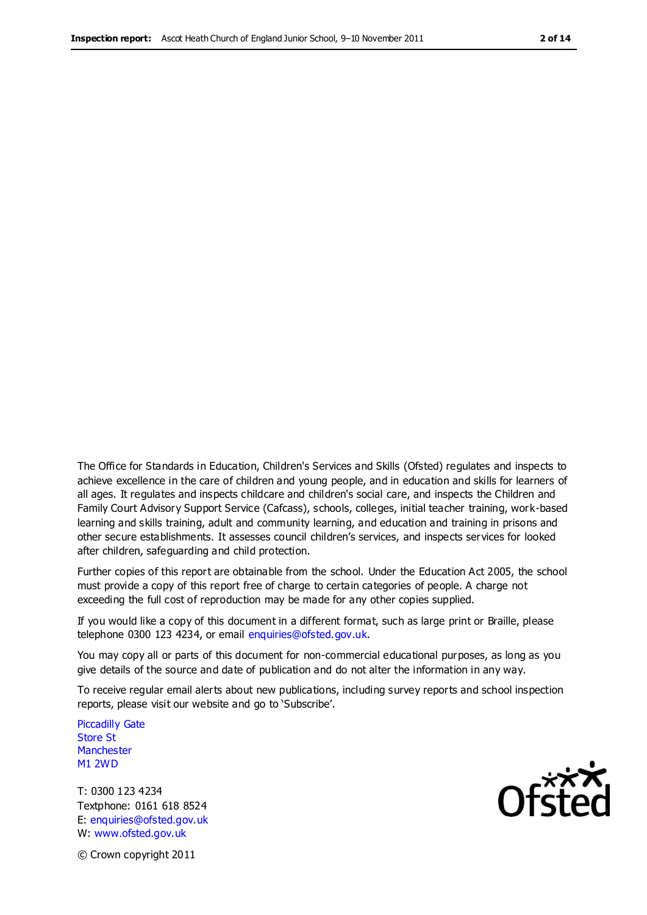The Office for Standards in Education, Children's Services and Skills (Ofsted) regulates and inspects to achieve excellence in the care of children and young people, and in education and skills for learners of all ages. It regulates and inspects childcare and children's social care, and inspects the Children and Family Court Advisory Support Service (Cafcass), schools, colleges, initial teacher training, work-based learning and skills training, adult and community learning, and education and training in prisons and other secure establishments. It assesses council children's services, and inspects services for looked after children, safeguarding and child protection.

Further copies of this report are obtainable from the school. Under the Education Act 2005, the school must provide a copy of this report free of charge to certain categories of people. A charge not exceeding the full cost of reproduction may be made for any other copies supplied.

If you would like a copy of this document in a different format, such as large print or Braille, please telephone 0300 123 4234, or email enquiries@ofsted.gov.uk.

You may copy all or parts of this document for non-commercial educational purposes, as long as you give details of the source and date of publication and do not alter the information in any way.

To receive regular email alerts about new publications, including survey reports and school inspection reports, please visit our website and go to 'Subscribe'.

Piccadilly Gate
Store St
Manchester
M1 2WD

T: 0300 123 4234
Textphone: 0161 618 8524
E: enquiries@ofsted.gov.uk
W: www.ofsted.gov.uk

© Crown copyright 2011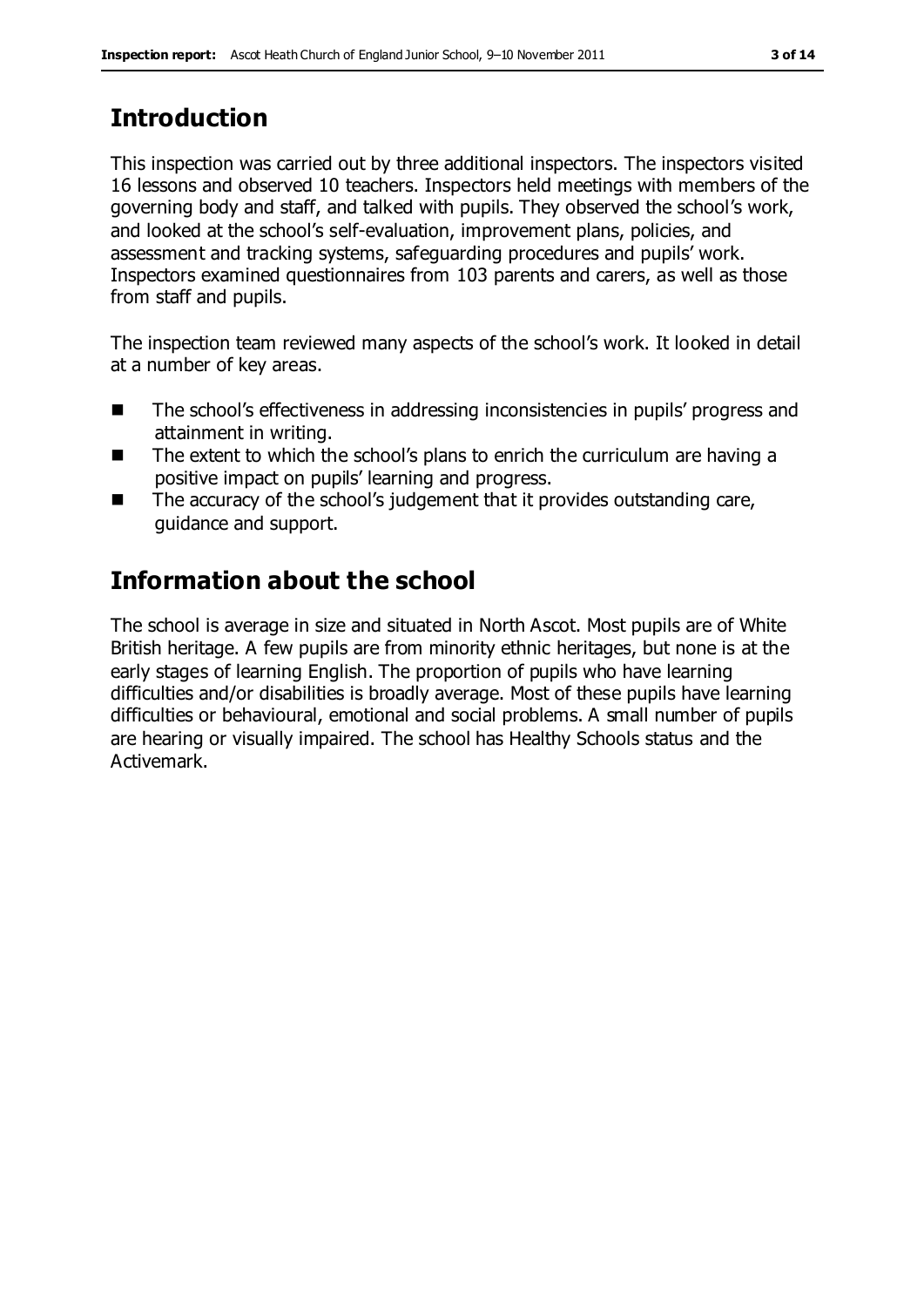## Introduction

This inspection was carried out by three additional inspectors. The inspectors visited 16 lessons and observed 10 teachers. Inspectors held meetings with members of the governing body and staff, and talked with pupils. They observed the school's work, and looked at the school's self-evaluation, improvement plans, policies, and assessment and tracking systems, safeguarding procedures and pupils' work. Inspectors examined questionnaires from 103 parents and carers, as well as those from staff and pupils.

The inspection team reviewed many aspects of the school's work. It looked in detail at a number of key areas.

- The school's effectiveness in addressing inconsistencies in pupils' progress and attainment in writing.
- The extent to which the school's plans to enrich the curriculum are having a positive impact on pupils' learning and progress.
- The accuracy of the school's judgement that it provides outstanding care, guidance and support.

## Information about the school

The school is average in size and situated in North Ascot. Most pupils are of White British heritage. A few pupils are from minority ethnic heritages, but none is at the early stages of learning English. The proportion of pupils who have learning difficulties and/or disabilities is broadly average. Most of these pupils have learning difficulties or behavioural, emotional and social problems. A small number of pupils are hearing or visually impaired. The school has Healthy Schools status and the Activemark.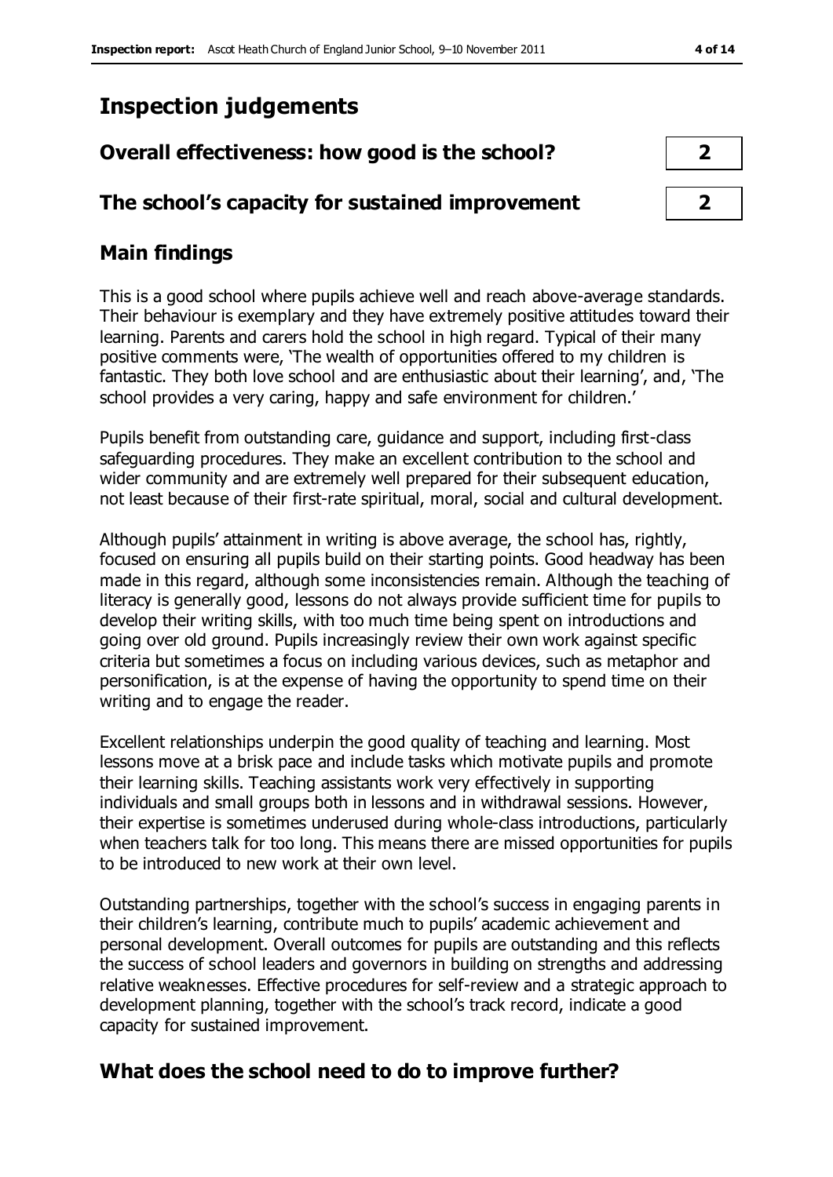# Inspection judgements

| | |
|---|---|
| **Overall effectiveness: how good is the school?** | **2** |
| **The school's capacity for sustained improvement** | **2** |

## Main findings

This is a good school where pupils achieve well and reach above-average standards. Their behaviour is exemplary and they have extremely positive attitudes toward their learning. Parents and carers hold the school in high regard. Typical of their many positive comments were, 'The wealth of opportunities offered to my children is fantastic. They both love school and are enthusiastic about their learning', and, 'The school provides a very caring, happy and safe environment for children.'

Pupils benefit from outstanding care, guidance and support, including first-class safeguarding procedures. They make an excellent contribution to the school and wider community and are extremely well prepared for their subsequent education, not least because of their first-rate spiritual, moral, social and cultural development.

Although pupils' attainment in writing is above average, the school has, rightly, focused on ensuring all pupils build on their starting points. Good headway has been made in this regard, although some inconsistencies remain. Although the teaching of literacy is generally good, lessons do not always provide sufficient time for pupils to develop their writing skills, with too much time being spent on introductions and going over old ground. Pupils increasingly review their own work against specific criteria but sometimes a focus on including various devices, such as metaphor and personification, is at the expense of having the opportunity to spend time on their writing and to engage the reader.

Excellent relationships underpin the good quality of teaching and learning. Most lessons move at a brisk pace and include tasks which motivate pupils and promote their learning skills. Teaching assistants work very effectively in supporting individuals and small groups both in lessons and in withdrawal sessions. However, their expertise is sometimes underused during whole-class introductions, particularly when teachers talk for too long. This means there are missed opportunities for pupils to be introduced to new work at their own level.

Outstanding partnerships, together with the school's success in engaging parents in their children's learning, contribute much to pupils' academic achievement and personal development. Overall outcomes for pupils are outstanding and this reflects the success of school leaders and governors in building on strengths and addressing relative weaknesses. Effective procedures for self-review and a strategic approach to development planning, together with the school's track record, indicate a good capacity for sustained improvement.

## What does the school need to do to improve further?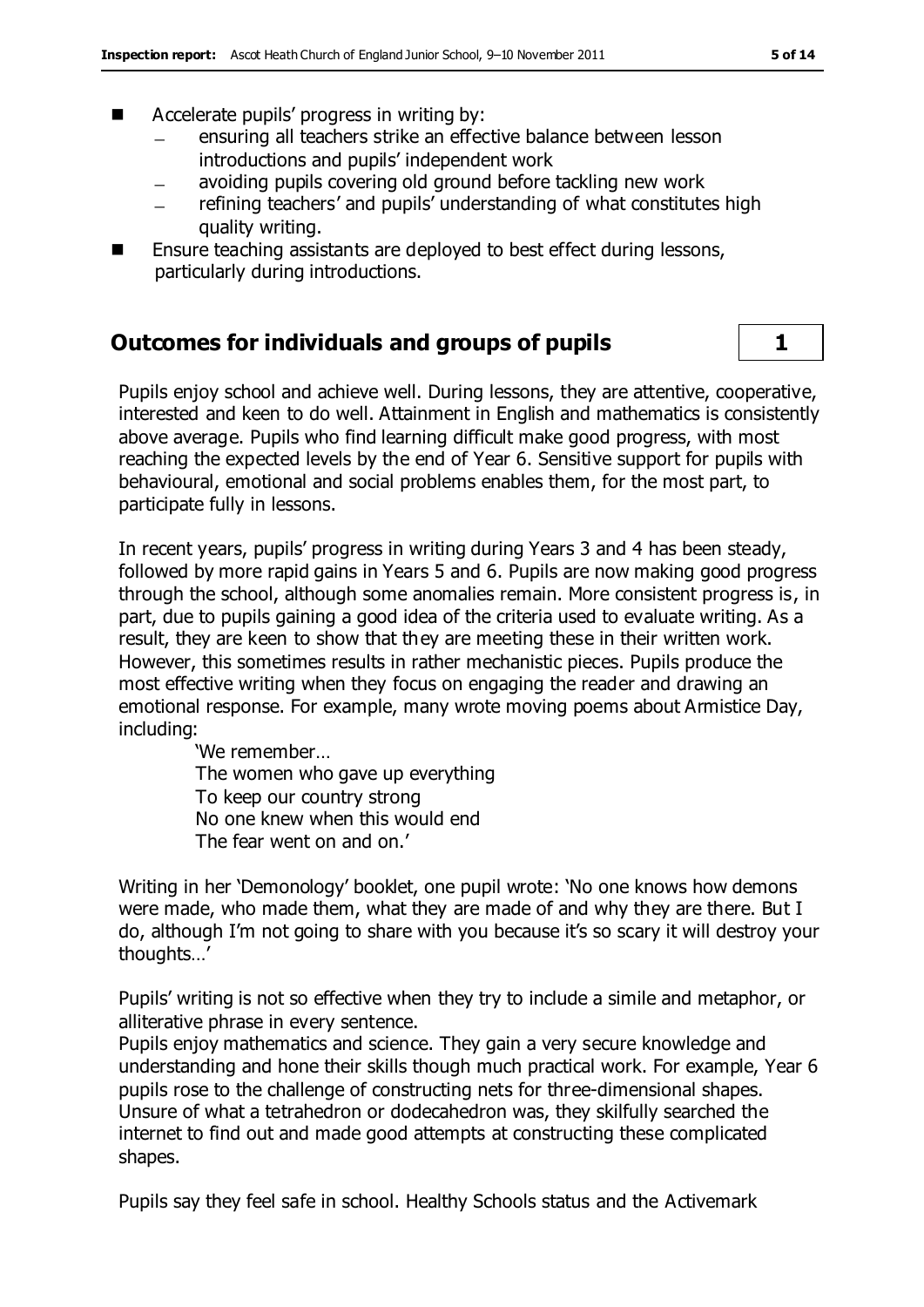- Accelerate pupils' progress in writing by:
  - ensuring all teachers strike an effective balance between lesson introductions and pupils' independent work
  - avoiding pupils covering old ground before tackling new work
  - refining teachers' and pupils' understanding of what constitutes high quality writing.
- Ensure teaching assistants are deployed to best effect during lessons, particularly during introductions.

## Outcomes for individuals and groups of pupils — 1

Pupils enjoy school and achieve well. During lessons, they are attentive, cooperative, interested and keen to do well. Attainment in English and mathematics is consistently above average. Pupils who find learning difficult make good progress, with most reaching the expected levels by the end of Year 6. Sensitive support for pupils with behavioural, emotional and social problems enables them, for the most part, to participate fully in lessons.

In recent years, pupils' progress in writing during Years 3 and 4 has been steady, followed by more rapid gains in Years 5 and 6. Pupils are now making good progress through the school, although some anomalies remain. More consistent progress is, in part, due to pupils gaining a good idea of the criteria used to evaluate writing. As a result, they are keen to show that they are meeting these in their written work. However, this sometimes results in rather mechanistic pieces. Pupils produce the most effective writing when they focus on engaging the reader and drawing an emotional response. For example, many wrote moving poems about Armistice Day, including:

> 'We remember…
> The women who gave up everything
> To keep our country strong
> No one knew when this would end
> The fear went on and on.'

Writing in her 'Demonology' booklet, one pupil wrote: 'No one knows how demons were made, who made them, what they are made of and why they are there. But I do, although I'm not going to share with you because it's so scary it will destroy your thoughts…'

Pupils' writing is not so effective when they try to include a simile and metaphor, or alliterative phrase in every sentence.

Pupils enjoy mathematics and science. They gain a very secure knowledge and understanding and hone their skills though much practical work. For example, Year 6 pupils rose to the challenge of constructing nets for three-dimensional shapes. Unsure of what a tetrahedron or dodecahedron was, they skilfully searched the internet to find out and made good attempts at constructing these complicated shapes.

Pupils say they feel safe in school. Healthy Schools status and the Activemark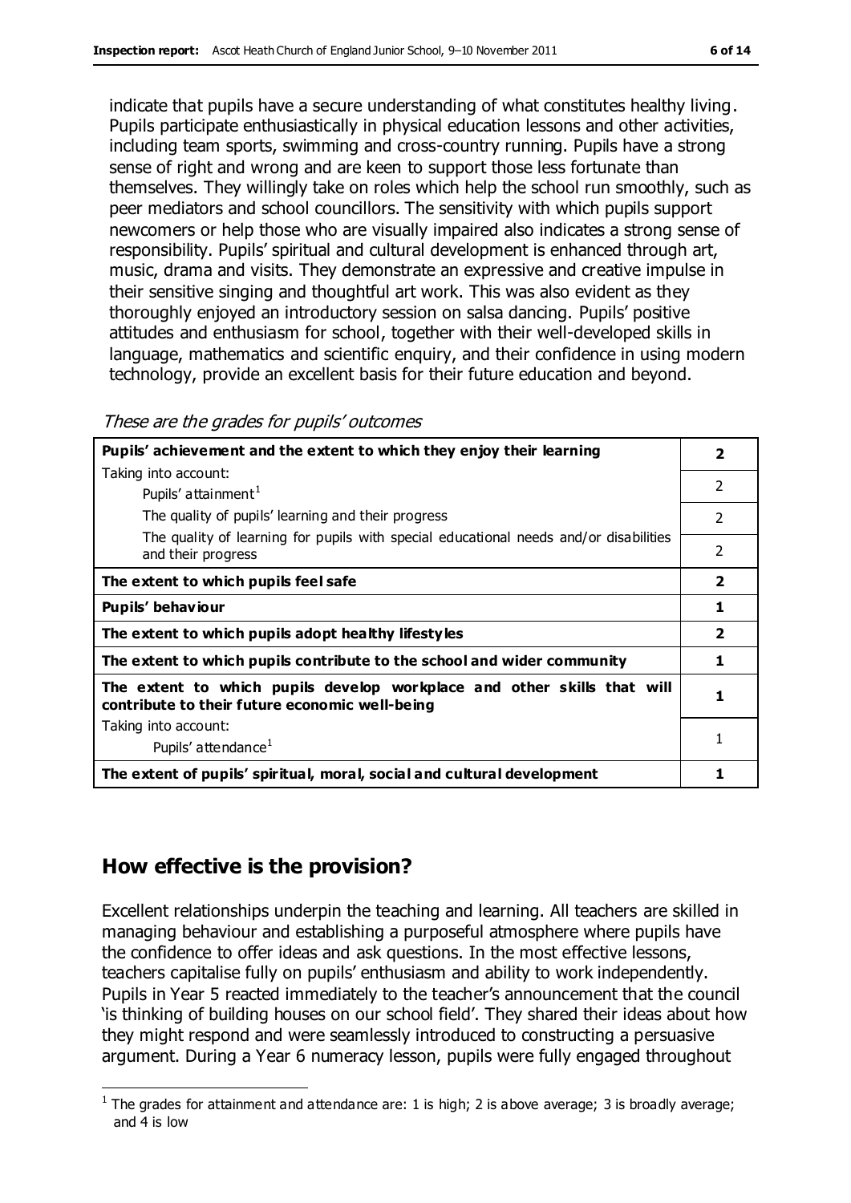indicate that pupils have a secure understanding of what constitutes healthy living. Pupils participate enthusiastically in physical education lessons and other activities, including team sports, swimming and cross-country running. Pupils have a strong sense of right and wrong and are keen to support those less fortunate than themselves. They willingly take on roles which help the school run smoothly, such as peer mediators and school councillors. The sensitivity with which pupils support newcomers or help those who are visually impaired also indicates a strong sense of responsibility. Pupils' spiritual and cultural development is enhanced through art, music, drama and visits. They demonstrate an expressive and creative impulse in their sensitive singing and thoughtful art work. This was also evident as they thoroughly enjoyed an introductory session on salsa dancing. Pupils' positive attitudes and enthusiasm for school, together with their well-developed skills in language, mathematics and scientific enquiry, and their confidence in using modern technology, provide an excellent basis for their future education and beyond.

*These are the grades for pupils' outcomes*

| | |
|---|---|
| **Pupils' achievement and the extent to which they enjoy their learning** | **2** |
| Taking into account: Pupils' attainment[1] | 2 |
| The quality of pupils' learning and their progress | 2 |
| The quality of learning for pupils with special educational needs and/or disabilities and their progress | 2 |
| **The extent to which pupils feel safe** | **2** |
| **Pupils' behaviour** | **1** |
| **The extent to which pupils adopt healthy lifestyles** | **2** |
| **The extent to which pupils contribute to the school and wider community** | **1** |
| **The extent to which pupils develop workplace and other skills that will contribute to their future economic well-being** | **1** |
| Taking into account: Pupils' attendance[1] | 1 |
| **The extent of pupils' spiritual, moral, social and cultural development** | **1** |

## How effective is the provision?

Excellent relationships underpin the teaching and learning. All teachers are skilled in managing behaviour and establishing a purposeful atmosphere where pupils have the confidence to offer ideas and ask questions. In the most effective lessons, teachers capitalise fully on pupils' enthusiasm and ability to work independently. Pupils in Year 5 reacted immediately to the teacher's announcement that the council 'is thinking of building houses on our school field'. They shared their ideas about how they might respond and were seamlessly introduced to constructing a persuasive argument. During a Year 6 numeracy lesson, pupils were fully engaged throughout

[1] The grades for attainment and attendance are: 1 is high; 2 is above average; 3 is broadly average; and 4 is low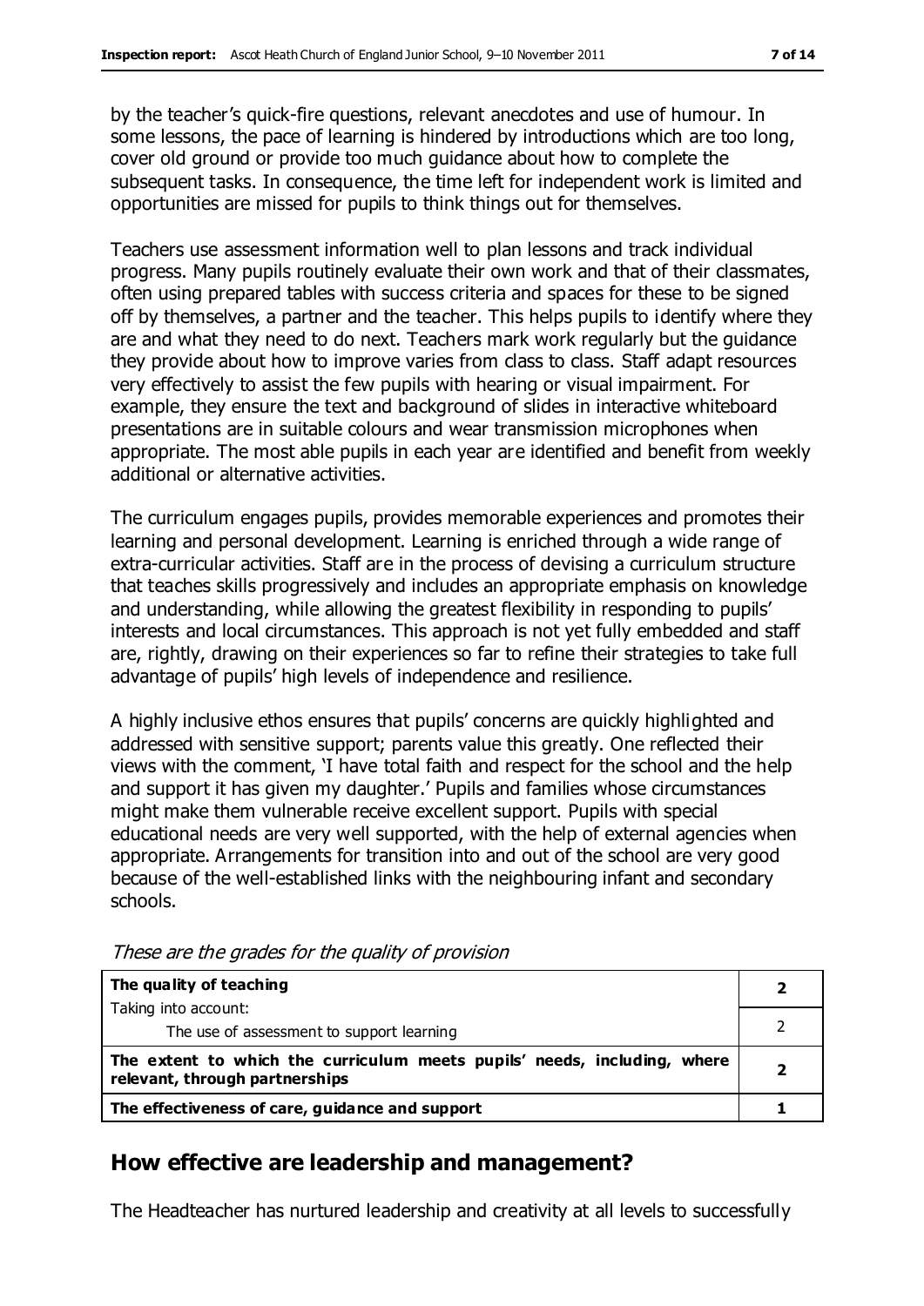by the teacher's quick-fire questions, relevant anecdotes and use of humour. In some lessons, the pace of learning is hindered by introductions which are too long, cover old ground or provide too much guidance about how to complete the subsequent tasks. In consequence, the time left for independent work is limited and opportunities are missed for pupils to think things out for themselves.

Teachers use assessment information well to plan lessons and track individual progress. Many pupils routinely evaluate their own work and that of their classmates, often using prepared tables with success criteria and spaces for these to be signed off by themselves, a partner and the teacher. This helps pupils to identify where they are and what they need to do next. Teachers mark work regularly but the guidance they provide about how to improve varies from class to class. Staff adapt resources very effectively to assist the few pupils with hearing or visual impairment. For example, they ensure the text and background of slides in interactive whiteboard presentations are in suitable colours and wear transmission microphones when appropriate. The most able pupils in each year are identified and benefit from weekly additional or alternative activities.

The curriculum engages pupils, provides memorable experiences and promotes their learning and personal development. Learning is enriched through a wide range of extra-curricular activities. Staff are in the process of devising a curriculum structure that teaches skills progressively and includes an appropriate emphasis on knowledge and understanding, while allowing the greatest flexibility in responding to pupils' interests and local circumstances. This approach is not yet fully embedded and staff are, rightly, drawing on their experiences so far to refine their strategies to take full advantage of pupils' high levels of independence and resilience.

A highly inclusive ethos ensures that pupils' concerns are quickly highlighted and addressed with sensitive support; parents value this greatly. One reflected their views with the comment, 'I have total faith and respect for the school and the help and support it has given my daughter.' Pupils and families whose circumstances might make them vulnerable receive excellent support. Pupils with special educational needs are very well supported, with the help of external agencies when appropriate. Arrangements for transition into and out of the school are very good because of the well-established links with the neighbouring infant and secondary schools.

*These are the grades for the quality of provision*

| | |
|---|---|
| **The quality of teaching** | **2** |
| Taking into account:<br>The use of assessment to support learning | 2 |
| **The extent to which the curriculum meets pupils' needs, including, where relevant, through partnerships** | **2** |
| **The effectiveness of care, guidance and support** | **1** |

## How effective are leadership and management?

The Headteacher has nurtured leadership and creativity at all levels to successfully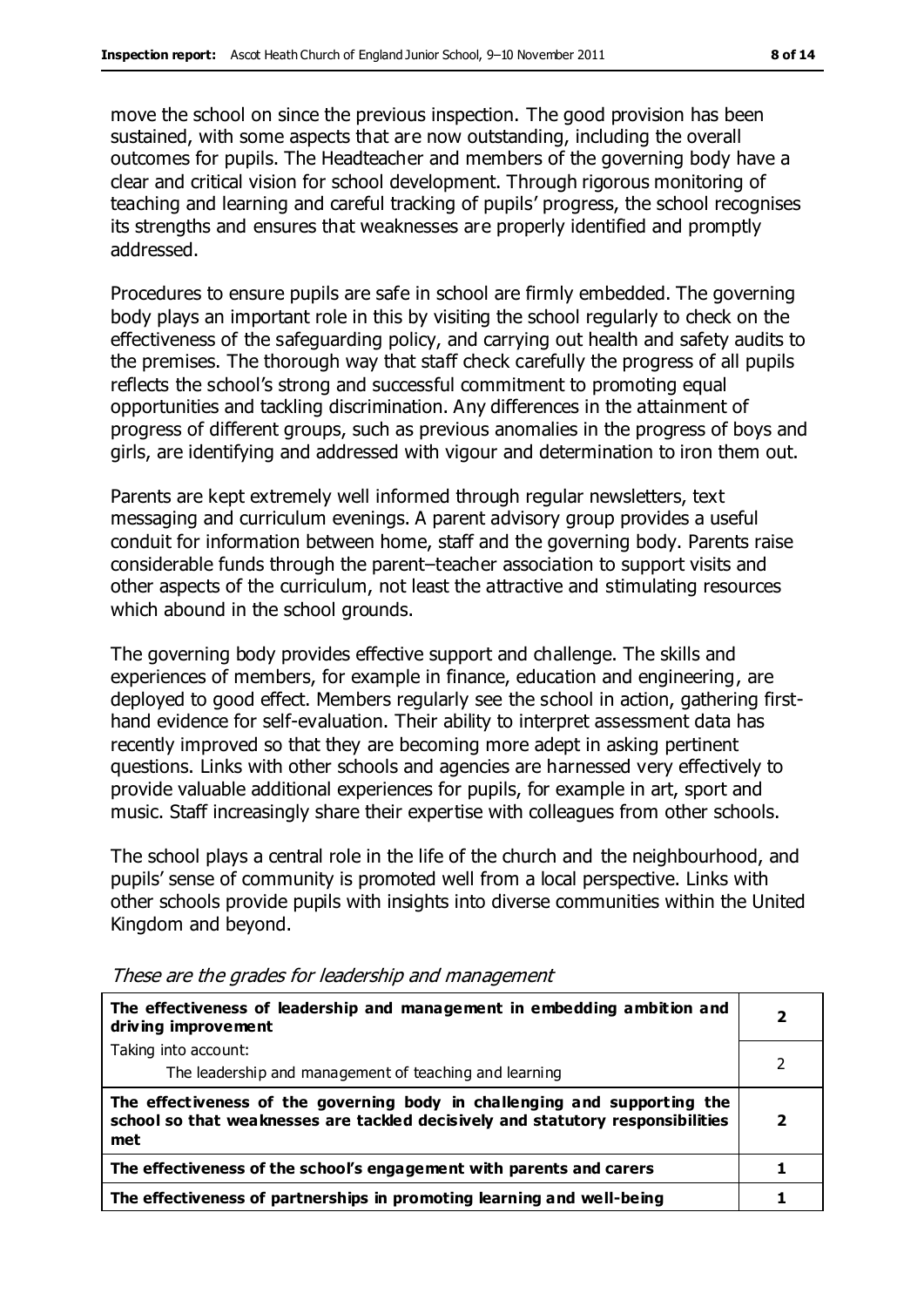move the school on since the previous inspection. The good provision has been sustained, with some aspects that are now outstanding, including the overall outcomes for pupils. The Headteacher and members of the governing body have a clear and critical vision for school development. Through rigorous monitoring of teaching and learning and careful tracking of pupils' progress, the school recognises its strengths and ensures that weaknesses are properly identified and promptly addressed.

Procedures to ensure pupils are safe in school are firmly embedded. The governing body plays an important role in this by visiting the school regularly to check on the effectiveness of the safeguarding policy, and carrying out health and safety audits to the premises. The thorough way that staff check carefully the progress of all pupils reflects the school's strong and successful commitment to promoting equal opportunities and tackling discrimination. Any differences in the attainment of progress of different groups, such as previous anomalies in the progress of boys and girls, are identifying and addressed with vigour and determination to iron them out.

Parents are kept extremely well informed through regular newsletters, text messaging and curriculum evenings. A parent advisory group provides a useful conduit for information between home, staff and the governing body. Parents raise considerable funds through the parent–teacher association to support visits and other aspects of the curriculum, not least the attractive and stimulating resources which abound in the school grounds.

The governing body provides effective support and challenge. The skills and experiences of members, for example in finance, education and engineering, are deployed to good effect. Members regularly see the school in action, gathering first-hand evidence for self-evaluation. Their ability to interpret assessment data has recently improved so that they are becoming more adept in asking pertinent questions. Links with other schools and agencies are harnessed very effectively to provide valuable additional experiences for pupils, for example in art, sport and music. Staff increasingly share their expertise with colleagues from other schools.

The school plays a central role in the life of the church and the neighbourhood, and pupils' sense of community is promoted well from a local perspective. Links with other schools provide pupils with insights into diverse communities within the United Kingdom and beyond.

*These are the grades for leadership and management*

| | |
|---|---|
| **The effectiveness of leadership and management in embedding ambition and driving improvement** | **2** |
| Taking into account:<br>The leadership and management of teaching and learning | 2 |
| **The effectiveness of the governing body in challenging and supporting the school so that weaknesses are tackled decisively and statutory responsibilities met** | **2** |
| **The effectiveness of the school's engagement with parents and carers** | **1** |
| **The effectiveness of partnerships in promoting learning and well-being** | **1** |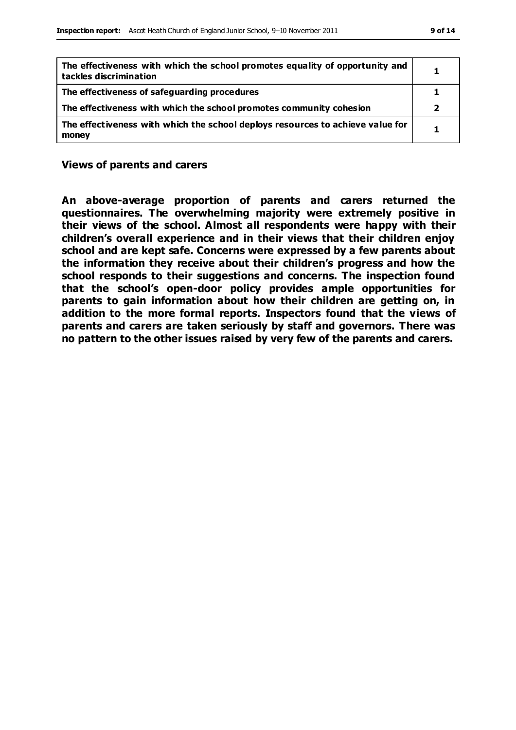| | |
|---|---|
| **The effectiveness with which the school promotes equality of opportunity and tackles discrimination** | **1** |
| **The effectiveness of safeguarding procedures** | **1** |
| **The effectiveness with which the school promotes community cohesion** | **2** |
| **The effectiveness with which the school deploys resources to achieve value for money** | **1** |

## Views of parents and carers

**An above-average proportion of parents and carers returned the questionnaires. The overwhelming majority were extremely positive in their views of the school. Almost all respondents were happy with their children's overall experience and in their views that their children enjoy school and are kept safe. Concerns were expressed by a few parents about the information they receive about their children's progress and how the school responds to their suggestions and concerns. The inspection found that the school's open-door policy provides ample opportunities for parents to gain information about how their children are getting on, in addition to the more formal reports. Inspectors found that the views of parents and carers are taken seriously by staff and governors. There was no pattern to the other issues raised by very few of the parents and carers.**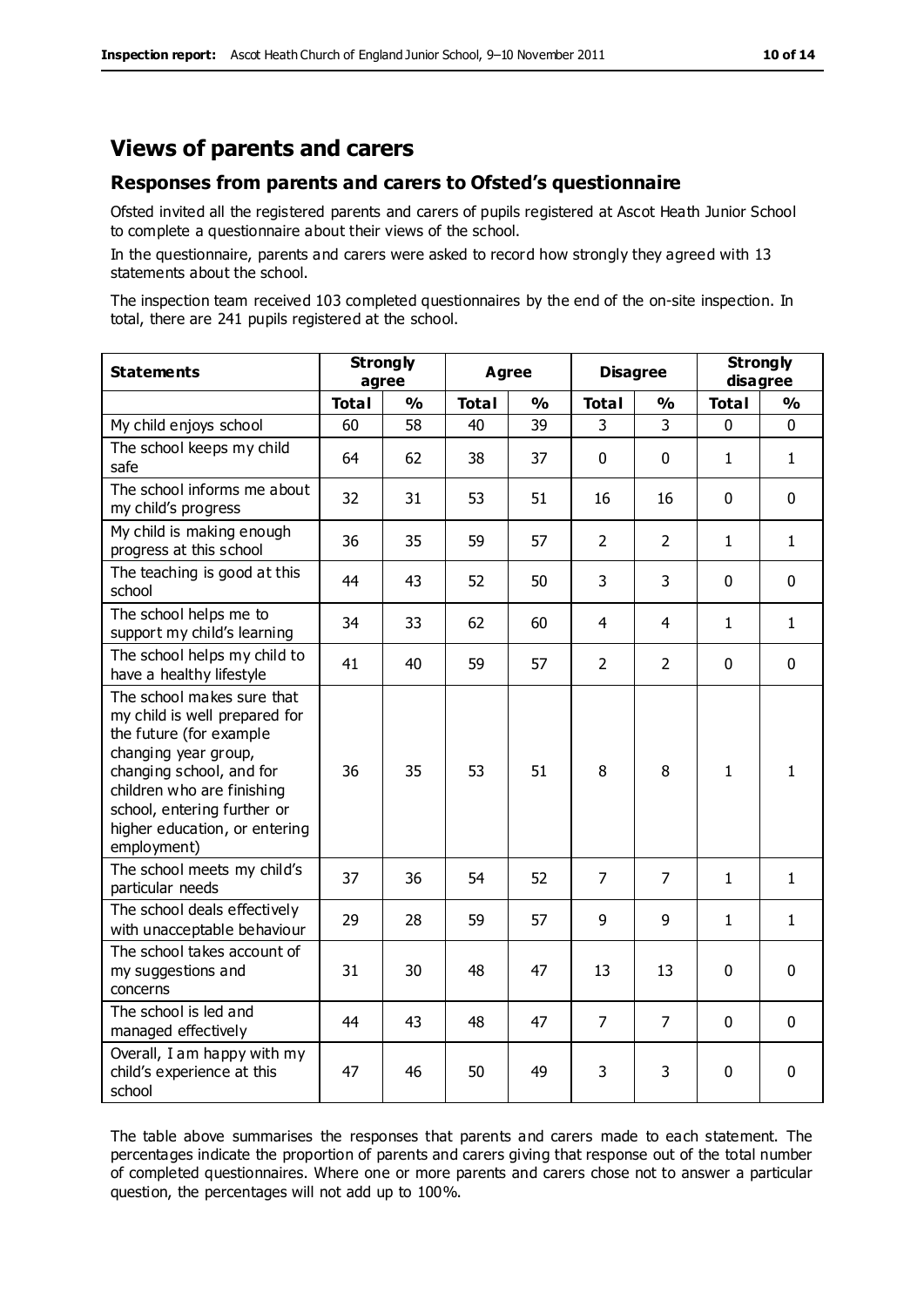## Views of parents and carers

### Responses from parents and carers to Ofsted's questionnaire

Ofsted invited all the registered parents and carers of pupils registered at Ascot Heath Junior School to complete a questionnaire about their views of the school.

In the questionnaire, parents and carers were asked to record how strongly they agreed with 13 statements about the school.

The inspection team received 103 completed questionnaires by the end of the on-site inspection. In total, there are 241 pupils registered at the school.

| Statements | Strongly agree | | Agree | | Disagree | | Strongly disagree | |
|---|---|---|---|---|---|---|---|---|
| | Total | % | Total | % | Total | % | Total | % |
| My child enjoys school | 60 | 58 | 40 | 39 | 3 | 3 | 0 | 0 |
| The school keeps my child safe | 64 | 62 | 38 | 37 | 0 | 0 | 1 | 1 |
| The school informs me about my child's progress | 32 | 31 | 53 | 51 | 16 | 16 | 0 | 0 |
| My child is making enough progress at this school | 36 | 35 | 59 | 57 | 2 | 2 | 1 | 1 |
| The teaching is good at this school | 44 | 43 | 52 | 50 | 3 | 3 | 0 | 0 |
| The school helps me to support my child's learning | 34 | 33 | 62 | 60 | 4 | 4 | 1 | 1 |
| The school helps my child to have a healthy lifestyle | 41 | 40 | 59 | 57 | 2 | 2 | 0 | 0 |
| The school makes sure that my child is well prepared for the future (for example changing year group, changing school, and for children who are finishing school, entering further or higher education, or entering employment) | 36 | 35 | 53 | 51 | 8 | 8 | 1 | 1 |
| The school meets my child's particular needs | 37 | 36 | 54 | 52 | 7 | 7 | 1 | 1 |
| The school deals effectively with unacceptable behaviour | 29 | 28 | 59 | 57 | 9 | 9 | 1 | 1 |
| The school takes account of my suggestions and concerns | 31 | 30 | 48 | 47 | 13 | 13 | 0 | 0 |
| The school is led and managed effectively | 44 | 43 | 48 | 47 | 7 | 7 | 0 | 0 |
| Overall, I am happy with my child's experience at this school | 47 | 46 | 50 | 49 | 3 | 3 | 0 | 0 |

The table above summarises the responses that parents and carers made to each statement. The percentages indicate the proportion of parents and carers giving that response out of the total number of completed questionnaires. Where one or more parents and carers chose not to answer a particular question, the percentages will not add up to 100%.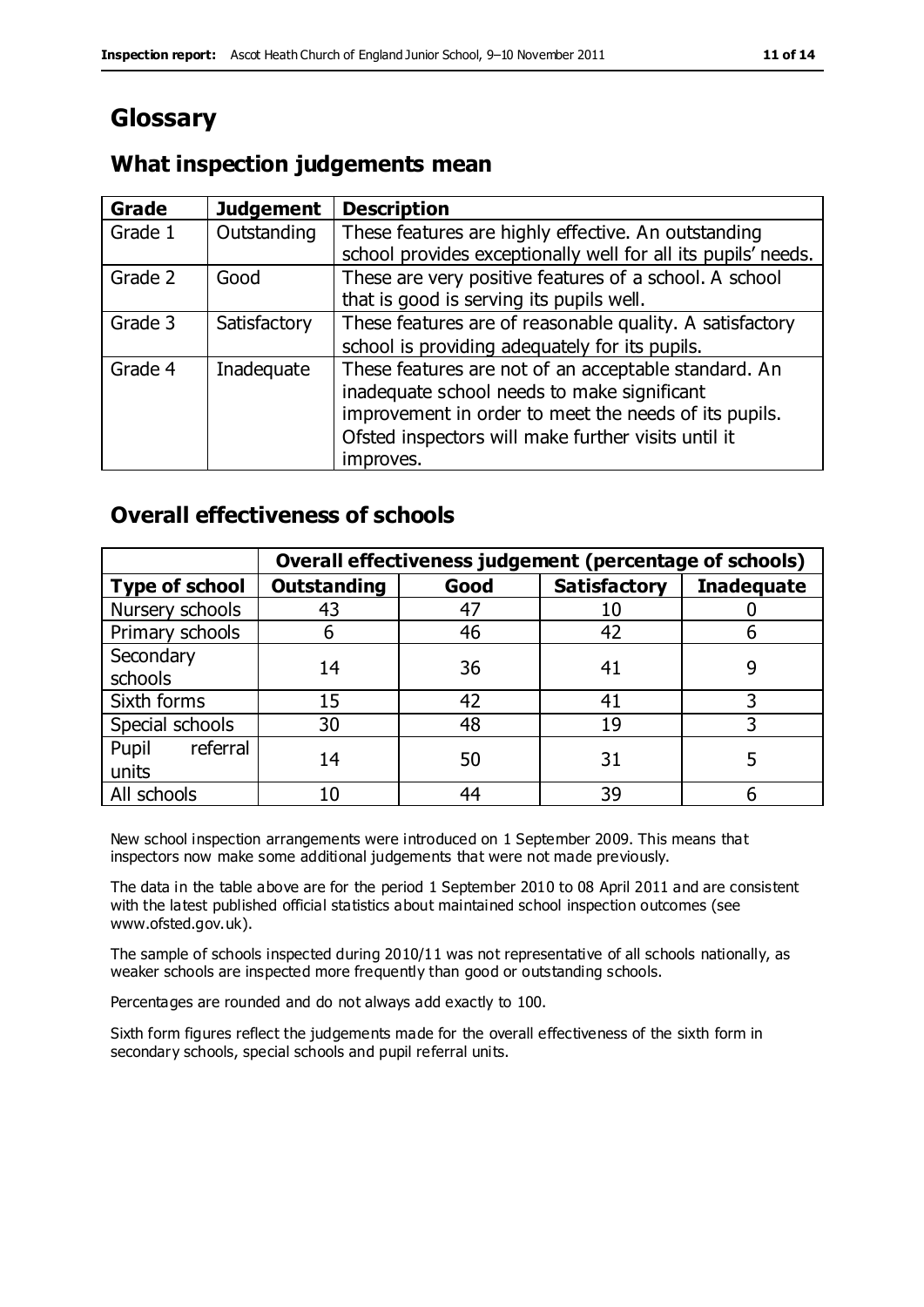# Glossary

## What inspection judgements mean

| Grade | Judgement | Description |
| --- | --- | --- |
| Grade 1 | Outstanding | These features are highly effective. An outstanding school provides exceptionally well for all its pupils' needs. |
| Grade 2 | Good | These are very positive features of a school. A school that is good is serving its pupils well. |
| Grade 3 | Satisfactory | These features are of reasonable quality. A satisfactory school is providing adequately for its pupils. |
| Grade 4 | Inadequate | These features are not of an acceptable standard. An inadequate school needs to make significant improvement in order to meet the needs of its pupils. Ofsted inspectors will make further visits until it improves. |

## Overall effectiveness of schools

| | Overall effectiveness judgement (percentage of schools) | | | |
| --- | --- | --- | --- | --- |
| **Type of school** | **Outstanding** | **Good** | **Satisfactory** | **Inadequate** |
| Nursery schools | 43 | 47 | 10 | 0 |
| Primary schools | 6 | 46 | 42 | 6 |
| Secondary schools | 14 | 36 | 41 | 9 |
| Sixth forms | 15 | 42 | 41 | 3 |
| Special schools | 30 | 48 | 19 | 3 |
| Pupil referral units | 14 | 50 | 31 | 5 |
| All schools | 10 | 44 | 39 | 6 |

New school inspection arrangements were introduced on 1 September 2009. This means that inspectors now make some additional judgements that were not made previously.

The data in the table above are for the period 1 September 2010 to 08 April 2011 and are consistent with the latest published official statistics about maintained school inspection outcomes (see www.ofsted.gov.uk).

The sample of schools inspected during 2010/11 was not representative of all schools nationally, as weaker schools are inspected more frequently than good or outstanding schools.

Percentages are rounded and do not always add exactly to 100.

Sixth form figures reflect the judgements made for the overall effectiveness of the sixth form in secondary schools, special schools and pupil referral units.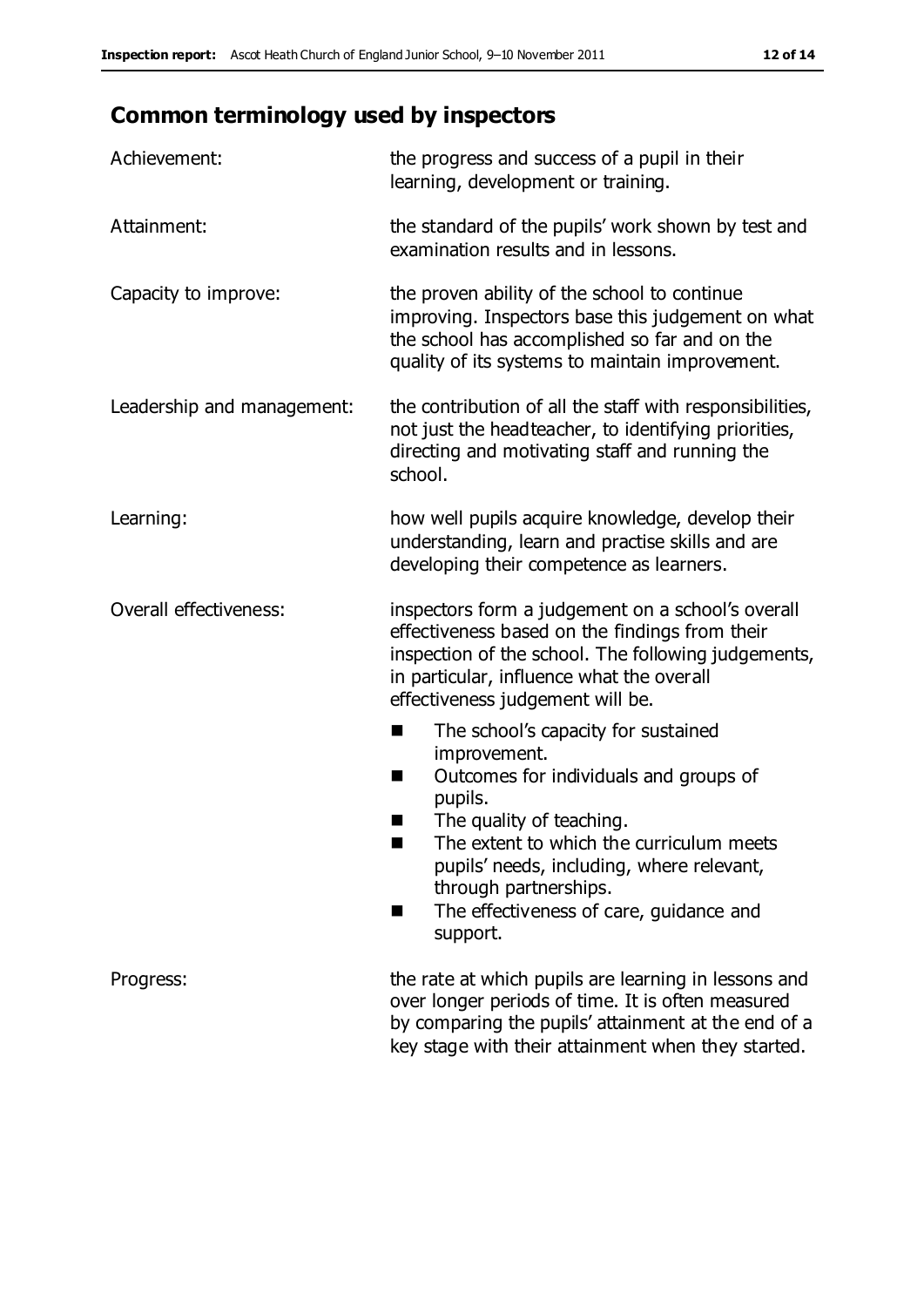## Common terminology used by inspectors

| | |
|---|---|
| Achievement: | the progress and success of a pupil in their learning, development or training. |
| Attainment: | the standard of the pupils' work shown by test and examination results and in lessons. |
| Capacity to improve: | the proven ability of the school to continue improving. Inspectors base this judgement on what the school has accomplished so far and on the quality of its systems to maintain improvement. |
| Leadership and management: | the contribution of all the staff with responsibilities, not just the headteacher, to identifying priorities, directing and motivating staff and running the school. |
| Learning: | how well pupils acquire knowledge, develop their understanding, learn and practise skills and are developing their competence as learners. |
| Overall effectiveness: | inspectors form a judgement on a school's overall effectiveness based on the findings from their inspection of the school. The following judgements, in particular, influence what the overall effectiveness judgement will be.<br>■ The school's capacity for sustained improvement.<br>■ Outcomes for individuals and groups of pupils.<br>■ The quality of teaching.<br>■ The extent to which the curriculum meets pupils' needs, including, where relevant, through partnerships.<br>■ The effectiveness of care, guidance and support. |
| Progress: | the rate at which pupils are learning in lessons and over longer periods of time. It is often measured by comparing the pupils' attainment at the end of a key stage with their attainment when they started. |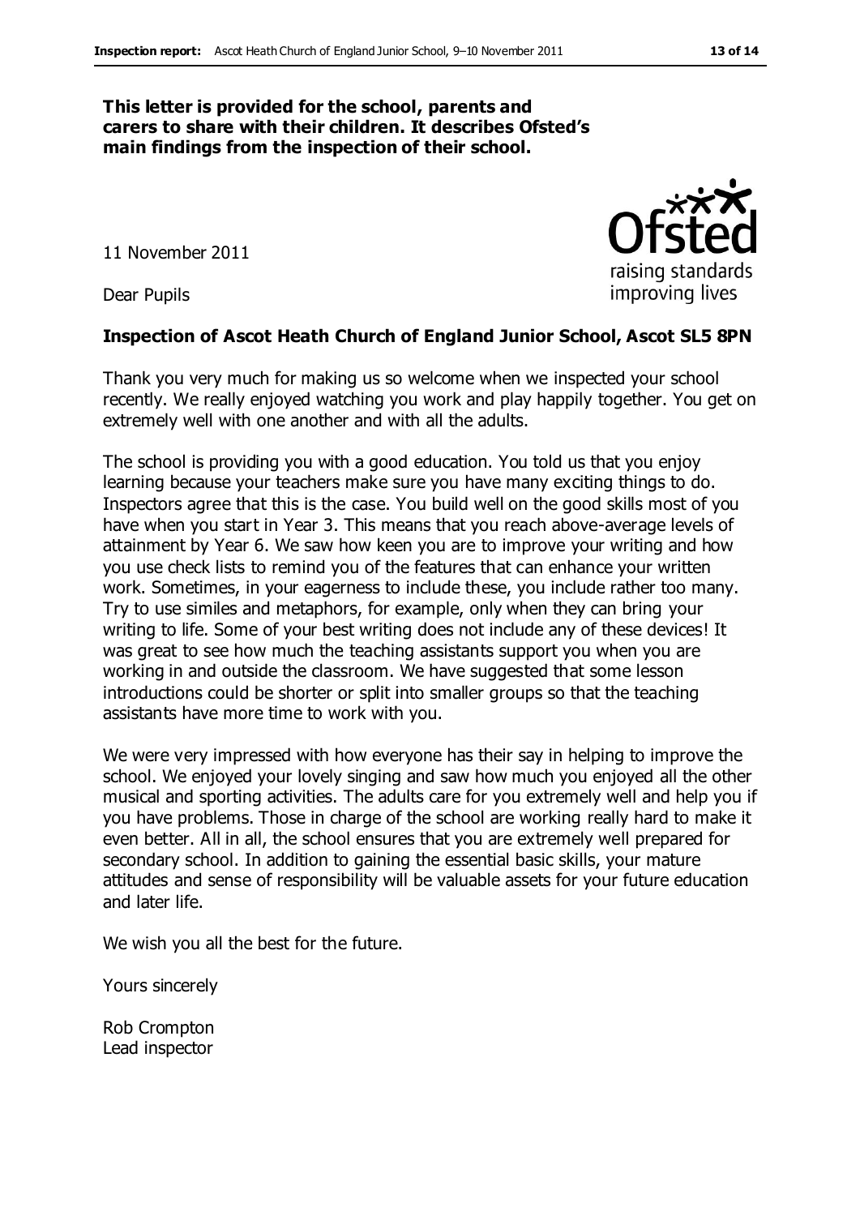**This letter is provided for the school, parents and carers to share with their children. It describes Ofsted's main findings from the inspection of their school.**

11 November 2011

Dear Pupils

**Inspection of Ascot Heath Church of England Junior School, Ascot SL5 8PN**

Thank you very much for making us so welcome when we inspected your school recently. We really enjoyed watching you work and play happily together. You get on extremely well with one another and with all the adults.

The school is providing you with a good education. You told us that you enjoy learning because your teachers make sure you have many exciting things to do. Inspectors agree that this is the case. You build well on the good skills most of you have when you start in Year 3. This means that you reach above-average levels of attainment by Year 6. We saw how keen you are to improve your writing and how you use check lists to remind you of the features that can enhance your written work. Sometimes, in your eagerness to include these, you include rather too many. Try to use similes and metaphors, for example, only when they can bring your writing to life. Some of your best writing does not include any of these devices! It was great to see how much the teaching assistants support you when you are working in and outside the classroom. We have suggested that some lesson introductions could be shorter or split into smaller groups so that the teaching assistants have more time to work with you.

We were very impressed with how everyone has their say in helping to improve the school. We enjoyed your lovely singing and saw how much you enjoyed all the other musical and sporting activities. The adults care for you extremely well and help you if you have problems. Those in charge of the school are working really hard to make it even better. All in all, the school ensures that you are extremely well prepared for secondary school. In addition to gaining the essential basic skills, your mature attitudes and sense of responsibility will be valuable assets for your future education and later life.

We wish you all the best for the future.

Yours sincerely

Rob Crompton
Lead inspector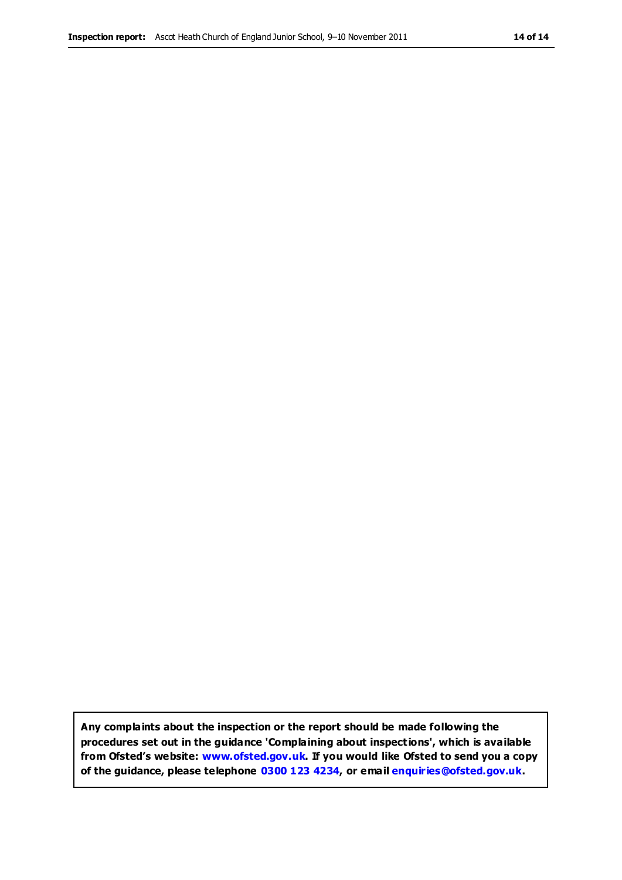**Any complaints about the inspection or the report should be made following the procedures set out in the guidance 'Complaining about inspections', which is available from Ofsted's website: www.ofsted.gov.uk. If you would like Ofsted to send you a copy of the guidance, please telephone 0300 123 4234, or email enquiries@ofsted.gov.uk.**